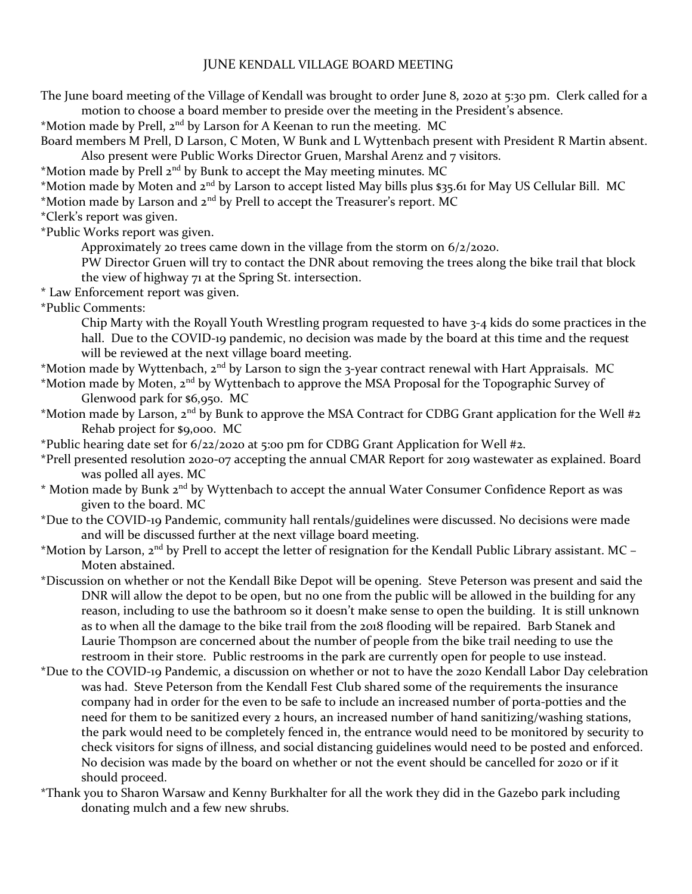# JUNE KENDALL VILLAGE BOARD MEETING

The June board meeting of the Village of Kendall was brought to order June 8, 2020 at 5:30 pm. Clerk called for a motion to choose a board member to preside over the meeting in the President's absence.

*Motion made by Prell, 2nd by Larson for A Keenan to run the meeting. MC

Board members M Prell, D Larson, C Moten, W Bunk and L Wyttenbach present with President R Martin absent. Also present were Public Works Director Gruen, Marshal Arenz and 7 visitors.

*Motion made by Prell 2nd by Bunk to accept the May meeting minutes. MC

*Motion made by Moten and 2nd by Larson to accept listed May bills plus $35.61 for May US Cellular Bill. MC

*Motion made by Larson and 2nd by Prell to accept the Treasurer's report. MC

*Clerk's report was given.

*Public Works report was given.

Approximately 20 trees came down in the village from the storm on 6/2/2020.

PW Director Gruen will try to contact the DNR about removing the trees along the bike trail that block the view of highway 71 at the Spring St. intersection.

* Law Enforcement report was given.

*Public Comments:

Chip Marty with the Royall Youth Wrestling program requested to have 3-4 kids do some practices in the hall. Due to the COVID-19 pandemic, no decision was made by the board at this time and the request will be reviewed at the next village board meeting.

*Motion made by Wyttenbach, 2nd by Larson to sign the 3-year contract renewal with Hart Appraisals. MC

*Motion made by Moten, 2nd by Wyttenbach to approve the MSA Proposal for the Topographic Survey of Glenwood park for $6,950. MC

*Motion made by Larson, 2nd by Bunk to approve the MSA Contract for CDBG Grant application for the Well #2 Rehab project for $9,000. MC

*Public hearing date set for 6/22/2020 at 5:00 pm for CDBG Grant Application for Well #2.

*Prell presented resolution 2020-07 accepting the annual CMAR Report for 2019 wastewater as explained. Board was polled all ayes. MC

* Motion made by Bunk 2nd by Wyttenbach to accept the annual Water Consumer Confidence Report as was given to the board. MC

*Due to the COVID-19 Pandemic, community hall rentals/guidelines were discussed. No decisions were made and will be discussed further at the next village board meeting.

*Motion by Larson, 2nd by Prell to accept the letter of resignation for the Kendall Public Library assistant. MC – Moten abstained.

*Discussion on whether or not the Kendall Bike Depot will be opening. Steve Peterson was present and said the DNR will allow the depot to be open, but no one from the public will be allowed in the building for any reason, including to use the bathroom so it doesn't make sense to open the building. It is still unknown as to when all the damage to the bike trail from the 2018 flooding will be repaired. Barb Stanek and Laurie Thompson are concerned about the number of people from the bike trail needing to use the restroom in their store. Public restrooms in the park are currently open for people to use instead.

*Due to the COVID-19 Pandemic, a discussion on whether or not to have the 2020 Kendall Labor Day celebration was had. Steve Peterson from the Kendall Fest Club shared some of the requirements the insurance company had in order for the even to be safe to include an increased number of porta-potties and the need for them to be sanitized every 2 hours, an increased number of hand sanitizing/washing stations, the park would need to be completely fenced in, the entrance would need to be monitored by security to check visitors for signs of illness, and social distancing guidelines would need to be posted and enforced. No decision was made by the board on whether or not the event should be cancelled for 2020 or if it should proceed.

*Thank you to Sharon Warsaw and Kenny Burkhalter for all the work they did in the Gazebo park including donating mulch and a few new shrubs.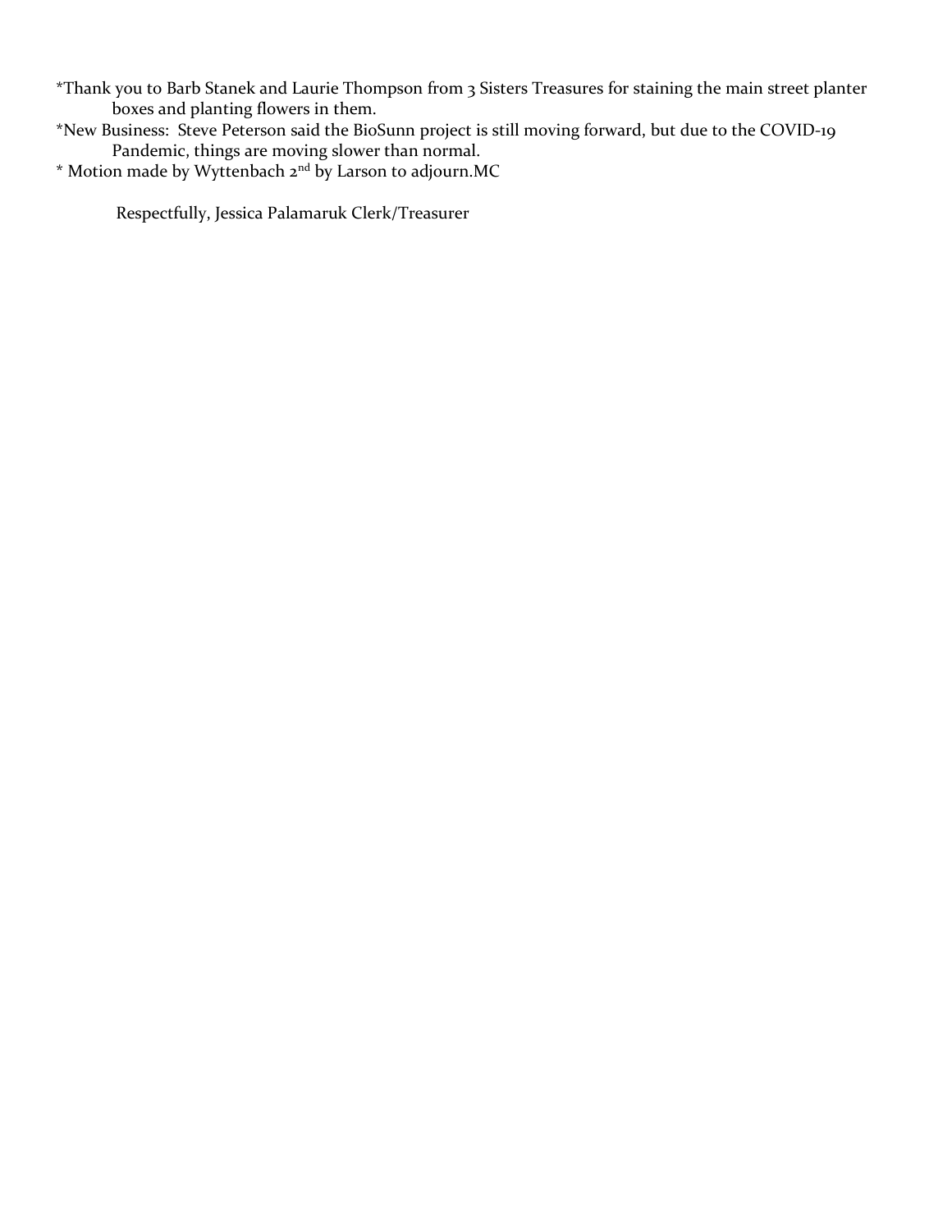*Thank you to Barb Stanek and Laurie Thompson from 3 Sisters Treasures for staining the main street planter boxes and planting flowers in them.

*New Business: Steve Peterson said the BioSunn project is still moving forward, but due to the COVID-19 Pandemic, things are moving slower than normal.

* Motion made by Wyttenbach 2nd by Larson to adjourn.MC

Respectfully, Jessica Palamaruk Clerk/Treasurer